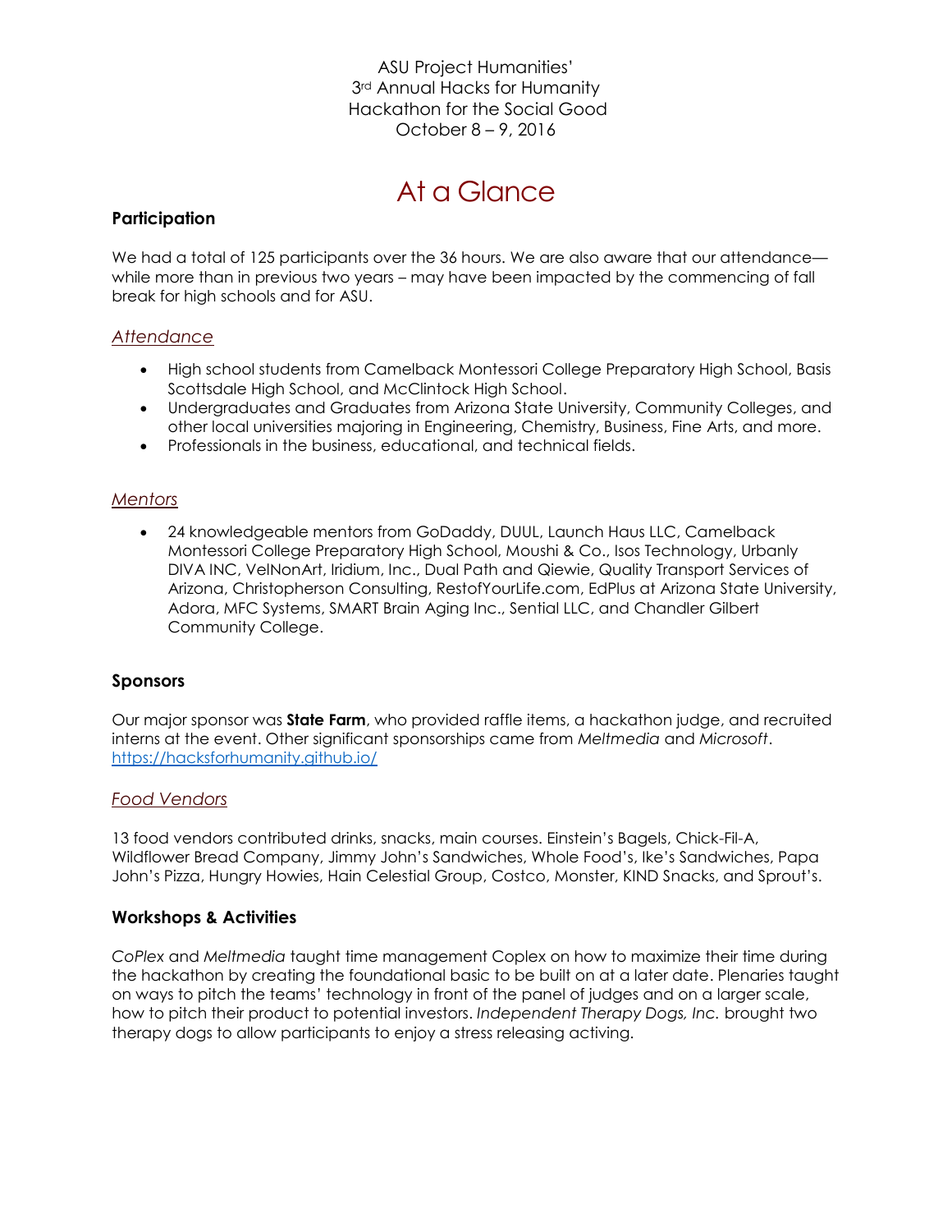ASU Project Humanities'
3rd Annual Hacks for Humanity
Hackathon for the Social Good
October 8 – 9, 2016

# At a Glance

## Participation

We had a total of 125 participants over the 36 hours. We are also aware that our attendance—while more than in previous two years – may have been impacted by the commencing of fall break for high schools and for ASU.

### *Attendance*

- High school students from Camelback Montessori College Preparatory High School, Basis Scottsdale High School, and McClintock High School.
- Undergraduates and Graduates from Arizona State University, Community Colleges, and other local universities majoring in Engineering, Chemistry, Business, Fine Arts, and more.
- Professionals in the business, educational, and technical fields.

### *Mentors*

- 24 knowledgeable mentors from GoDaddy, DUUL, Launch Haus LLC, Camelback Montessori College Preparatory High School, Moushi & Co., Isos Technology, Urbanly DIVA INC, VelNonArt, Iridium, Inc., Dual Path and Qiewie, Quality Transport Services of Arizona, Christopherson Consulting, RestofYourLife.com, EdPlus at Arizona State University, Adora, MFC Systems, SMART Brain Aging Inc., Sential LLC, and Chandler Gilbert Community College.

## Sponsors

Our major sponsor was **State Farm**, who provided raffle items, a hackathon judge, and recruited interns at the event. Other significant sponsorships came from *Meltmedia* and *Microsoft*. https://hacksforhumanity.github.io/

### *Food Vendors*

13 food vendors contributed drinks, snacks, main courses. Einstein's Bagels, Chick-Fil-A, Wildflower Bread Company, Jimmy John's Sandwiches, Whole Food's, Ike's Sandwiches, Papa John's Pizza, Hungry Howies, Hain Celestial Group, Costco, Monster, KIND Snacks, and Sprout's.

## Workshops & Activities

*CoPlex* and *Meltmedia* taught time management Coplex on how to maximize their time during the hackathon by creating the foundational basic to be built on at a later date. Plenaries taught on ways to pitch the teams' technology in front of the panel of judges and on a larger scale, how to pitch their product to potential investors. *Independent Therapy Dogs, Inc.* brought two therapy dogs to allow participants to enjoy a stress releasing activing.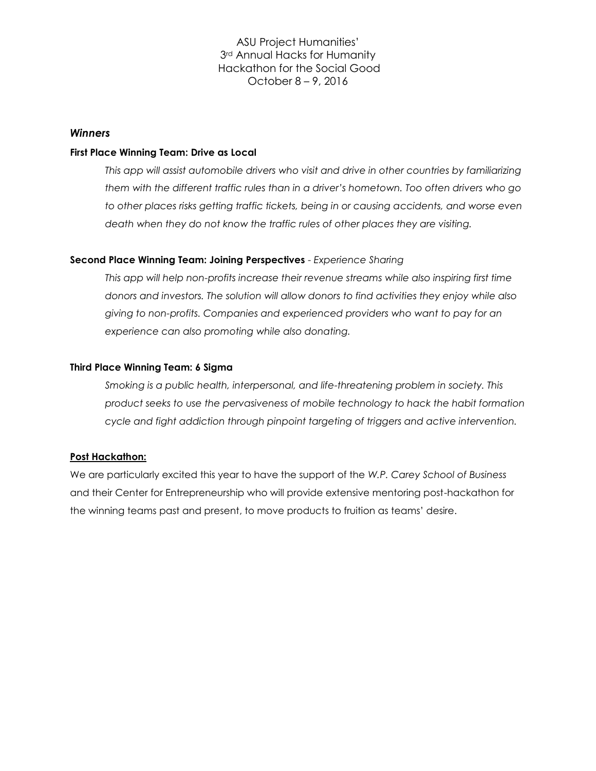ASU Project Humanities'
3rd Annual Hacks for Humanity
Hackathon for the Social Good
October 8 – 9, 2016

### *Winners*

**First Place Winning Team: Drive as Local**

*This app will assist automobile drivers who visit and drive in other countries by familiarizing them with the different traffic rules than in a driver's hometown. Too often drivers who go to other places risks getting traffic tickets, being in or causing accidents, and worse even death when they do not know the traffic rules of other places they are visiting.*

**Second Place Winning Team: Joining Perspectives** - *Experience Sharing*

*This app will help non-profits increase their revenue streams while also inspiring first time donors and investors. The solution will allow donors to find activities they enjoy while also giving to non-profits. Companies and experienced providers who want to pay for an experience can also promoting while also donating.*

**Third Place Winning Team: 6 Sigma**

*Smoking is a public health, interpersonal, and life-threatening problem in society. This product seeks to use the pervasiveness of mobile technology to hack the habit formation cycle and fight addiction through pinpoint targeting of triggers and active intervention.*

**Post Hackathon:**

We are particularly excited this year to have the support of the *W.P. Carey School of Business* and their Center for Entrepreneurship who will provide extensive mentoring post-hackathon for the winning teams past and present, to move products to fruition as teams' desire.